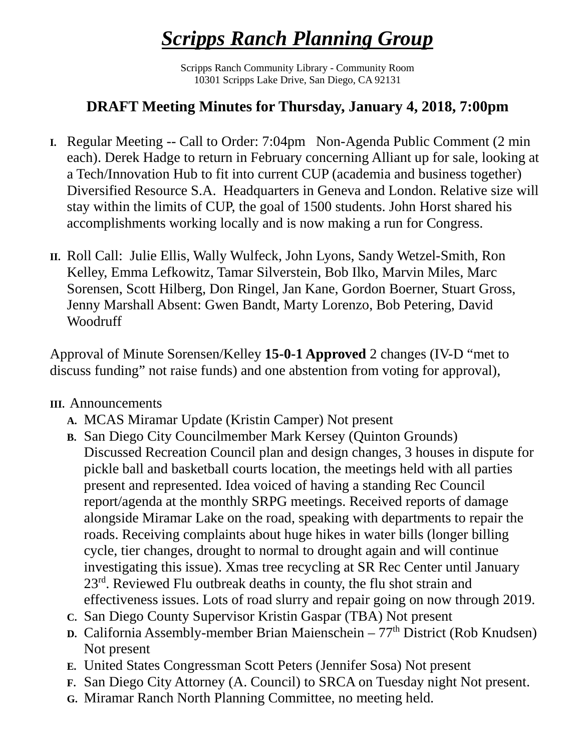# *Scripps Ranch Planning Group*

Scripps Ranch Community Library - Community Room
10301 Scripps Lake Drive, San Diego, CA 92131

## DRAFT Meeting Minutes for Thursday, January 4, 2018, 7:00pm

I. Regular Meeting -- Call to Order: 7:04pm Non-Agenda Public Comment (2 min each). Derek Hadge to return in February concerning Alliant up for sale, looking at a Tech/Innovation Hub to fit into current CUP (academia and business together) Diversified Resource S.A. Headquarters in Geneva and London. Relative size will stay within the limits of CUP, the goal of 1500 students. John Horst shared his accomplishments working locally and is now making a run for Congress.

II. Roll Call: Julie Ellis, Wally Wulfeck, John Lyons, Sandy Wetzel-Smith, Ron Kelley, Emma Lefkowitz, Tamar Silverstein, Bob Ilko, Marvin Miles, Marc Sorensen, Scott Hilberg, Don Ringel, Jan Kane, Gordon Boerner, Stuart Gross, Jenny Marshall Absent: Gwen Bandt, Marty Lorenzo, Bob Petering, David Woodruff

Approval of Minute Sorensen/Kelley **15-0-1 Approved** 2 changes (IV-D "met to discuss funding" not raise funds) and one abstention from voting for approval),

III. Announcements

A. MCAS Miramar Update (Kristin Camper) Not present

B. San Diego City Councilmember Mark Kersey (Quinton Grounds) Discussed Recreation Council plan and design changes, 3 houses in dispute for pickle ball and basketball courts location, the meetings held with all parties present and represented. Idea voiced of having a standing Rec Council report/agenda at the monthly SRPG meetings. Received reports of damage alongside Miramar Lake on the road, speaking with departments to repair the roads. Receiving complaints about huge hikes in water bills (longer billing cycle, tier changes, drought to normal to drought again and will continue investigating this issue). Xmas tree recycling at SR Rec Center until January 23rd. Reviewed Flu outbreak deaths in county, the flu shot strain and effectiveness issues. Lots of road slurry and repair going on now through 2019.

C. San Diego County Supervisor Kristin Gaspar (TBA) Not present

D. California Assembly-member Brian Maienschein – 77th District (Rob Knudsen) Not present

E. United States Congressman Scott Peters (Jennifer Sosa) Not present

F. San Diego City Attorney (A. Council) to SRCA on Tuesday night Not present.

G. Miramar Ranch North Planning Committee, no meeting held.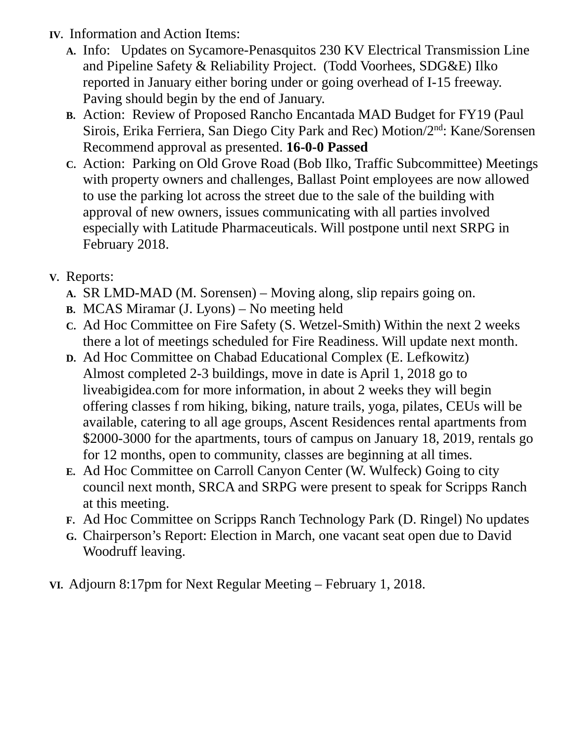IV. Information and Action Items:

A. Info: Updates on Sycamore-Penasquitos 230 KV Electrical Transmission Line and Pipeline Safety & Reliability Project. (Todd Voorhees, SDG&E) Ilko reported in January either boring under or going overhead of I-15 freeway. Paving should begin by the end of January.

B. Action: Review of Proposed Rancho Encantada MAD Budget for FY19 (Paul Sirois, Erika Ferriera, San Diego City Park and Rec) Motion/2nd: Kane/Sorensen Recommend approval as presented. **16-0-0 Passed**

C. Action: Parking on Old Grove Road (Bob Ilko, Traffic Subcommittee) Meetings with property owners and challenges, Ballast Point employees are now allowed to use the parking lot across the street due to the sale of the building with approval of new owners, issues communicating with all parties involved especially with Latitude Pharmaceuticals. Will postpone until next SRPG in February 2018.

V. Reports:

A. SR LMD-MAD (M. Sorensen) – Moving along, slip repairs going on.

B. MCAS Miramar (J. Lyons) – No meeting held

C. Ad Hoc Committee on Fire Safety (S. Wetzel-Smith) Within the next 2 weeks there a lot of meetings scheduled for Fire Readiness. Will update next month.

D. Ad Hoc Committee on Chabad Educational Complex (E. Lefkowitz) Almost completed 2-3 buildings, move in date is April 1, 2018 go to liveabigidea.com for more information, in about 2 weeks they will begin offering classes f rom hiking, biking, nature trails, yoga, pilates, CEUs will be available, catering to all age groups, Ascent Residences rental apartments from $2000-3000 for the apartments, tours of campus on January 18, 2019, rentals go for 12 months, open to community, classes are beginning at all times.

E. Ad Hoc Committee on Carroll Canyon Center (W. Wulfeck) Going to city council next month, SRCA and SRPG were present to speak for Scripps Ranch at this meeting.

F. Ad Hoc Committee on Scripps Ranch Technology Park (D. Ringel) No updates

G. Chairperson's Report: Election in March, one vacant seat open due to David Woodruff leaving.

VI. Adjourn 8:17pm for Next Regular Meeting – February 1, 2018.